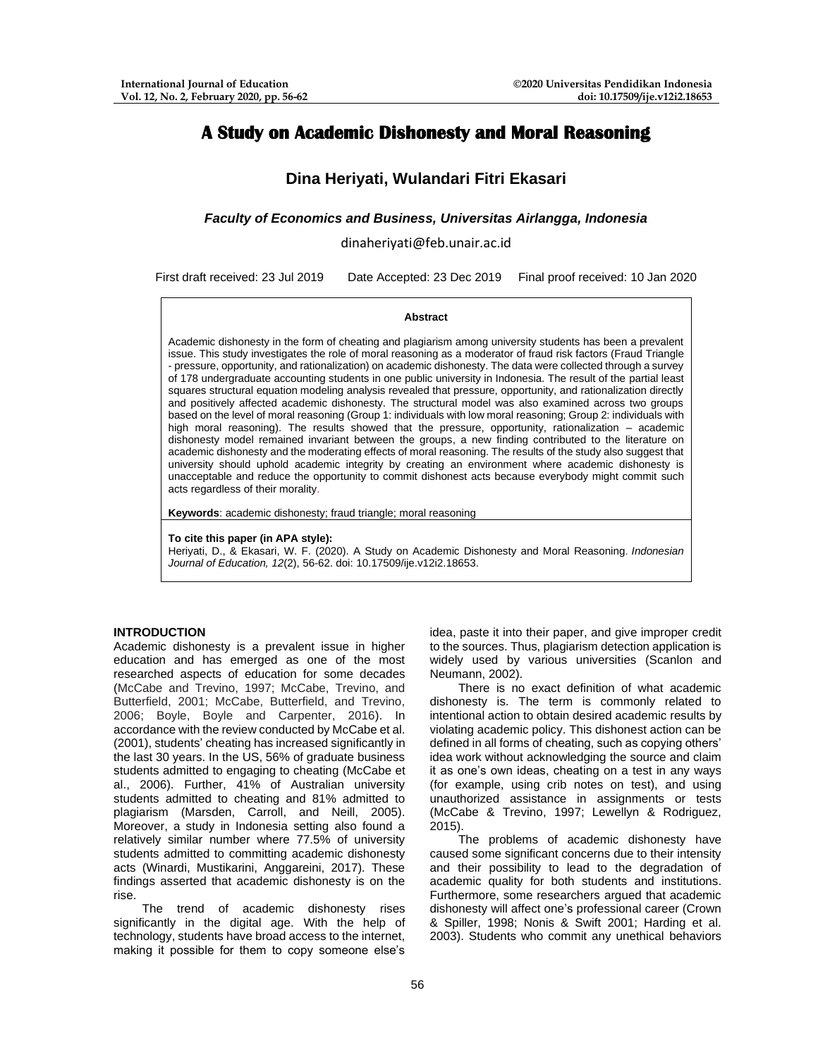# A Study on Academic Dishonesty and Moral Reasoning

**Dina Heriyati, Wulandari Fitri Ekasari**

***Faculty of Economics and Business, Universitas Airlangga, Indonesia***

dinaheriyati@feb.unair.ac.id

First draft received: 23 Jul 2019 Date Accepted: 23 Dec 2019 Final proof received: 10 Jan 2020

**Abstract**

Academic dishonesty in the form of cheating and plagiarism among university students has been a prevalent issue. This study investigates the role of moral reasoning as a moderator of fraud risk factors (Fraud Triangle - pressure, opportunity, and rationalization) on academic dishonesty. The data were collected through a survey of 178 undergraduate accounting students in one public university in Indonesia. The result of the partial least squares structural equation modeling analysis revealed that pressure, opportunity, and rationalization directly and positively affected academic dishonesty. The structural model was also examined across two groups based on the level of moral reasoning (Group 1: individuals with low moral reasoning; Group 2: individuals with high moral reasoning). The results showed that the pressure, opportunity, rationalization – academic dishonesty model remained invariant between the groups, a new finding contributed to the literature on academic dishonesty and the moderating effects of moral reasoning. The results of the study also suggest that university should uphold academic integrity by creating an environment where academic dishonesty is unacceptable and reduce the opportunity to commit dishonest acts because everybody might commit such acts regardless of their morality.

**Keywords**: academic dishonesty; fraud triangle; moral reasoning

**To cite this paper (in APA style):**
Heriyati, D., & Ekasari, W. F. (2020). A Study on Academic Dishonesty and Moral Reasoning. *Indonesian Journal of Education, 12*(2), 56-62. doi: 10.17509/ije.v12i2.18653.

## INTRODUCTION

Academic dishonesty is a prevalent issue in higher education and has emerged as one of the most researched aspects of education for some decades (McCabe and Trevino, 1997; McCabe, Trevino, and Butterfield, 2001; McCabe, Butterfield, and Trevino, 2006; Boyle, Boyle and Carpenter, 2016). In accordance with the review conducted by McCabe et al. (2001), students' cheating has increased significantly in the last 30 years. In the US, 56% of graduate business students admitted to engaging to cheating (McCabe et al., 2006). Further, 41% of Australian university students admitted to cheating and 81% admitted to plagiarism (Marsden, Carroll, and Neill, 2005). Moreover, a study in Indonesia setting also found a relatively similar number where 77.5% of university students admitted to committing academic dishonesty acts (Winardi, Mustikarini, Anggareini, 2017). These findings asserted that academic dishonesty is on the rise.

The trend of academic dishonesty rises significantly in the digital age. With the help of technology, students have broad access to the internet, making it possible for them to copy someone else's idea, paste it into their paper, and give improper credit to the sources. Thus, plagiarism detection application is widely used by various universities (Scanlon and Neumann, 2002).

There is no exact definition of what academic dishonesty is. The term is commonly related to intentional action to obtain desired academic results by violating academic policy. This dishonest action can be defined in all forms of cheating, such as copying others' idea work without acknowledging the source and claim it as one's own ideas, cheating on a test in any ways (for example, using crib notes on test), and using unauthorized assistance in assignments or tests (McCabe & Trevino, 1997; Lewellyn & Rodriguez, 2015).

The problems of academic dishonesty have caused some significant concerns due to their intensity and their possibility to lead to the degradation of academic quality for both students and institutions. Furthermore, some researchers argued that academic dishonesty will affect one's professional career (Crown & Spiller, 1998; Nonis & Swift 2001; Harding et al. 2003). Students who commit any unethical behaviors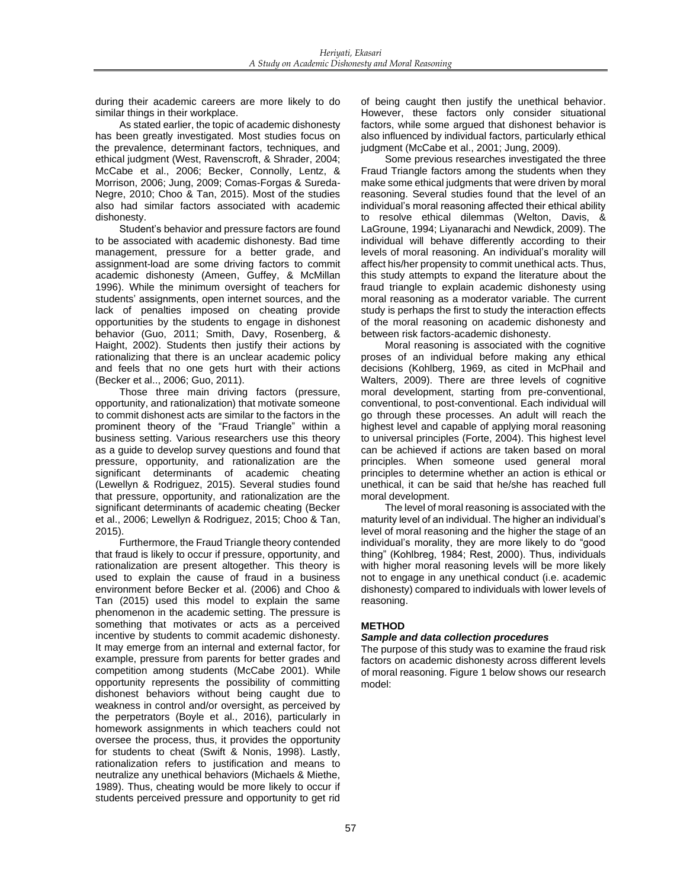during their academic careers are more likely to do similar things in their workplace.

As stated earlier, the topic of academic dishonesty has been greatly investigated. Most studies focus on the prevalence, determinant factors, techniques, and ethical judgment (West, Ravenscroft, & Shrader, 2004; McCabe et al., 2006; Becker, Connolly, Lentz, & Morrison, 2006; Jung, 2009; Comas-Forgas & Sureda-Negre, 2010; Choo & Tan, 2015). Most of the studies also had similar factors associated with academic dishonesty.

Student's behavior and pressure factors are found to be associated with academic dishonesty. Bad time management, pressure for a better grade, and assignment-load are some driving factors to commit academic dishonesty (Ameen, Guffey, & McMillan 1996). While the minimum oversight of teachers for students' assignments, open internet sources, and the lack of penalties imposed on cheating provide opportunities by the students to engage in dishonest behavior (Guo, 2011; Smith, Davy, Rosenberg, & Haight, 2002). Students then justify their actions by rationalizing that there is an unclear academic policy and feels that no one gets hurt with their actions (Becker et al.., 2006; Guo, 2011).

Those three main driving factors (pressure, opportunity, and rationalization) that motivate someone to commit dishonest acts are similar to the factors in the prominent theory of the "Fraud Triangle" within a business setting. Various researchers use this theory as a guide to develop survey questions and found that pressure, opportunity, and rationalization are the significant determinants of academic cheating (Lewellyn & Rodriguez, 2015). Several studies found that pressure, opportunity, and rationalization are the significant determinants of academic cheating (Becker et al., 2006; Lewellyn & Rodriguez, 2015; Choo & Tan, 2015).

Furthermore, the Fraud Triangle theory contended that fraud is likely to occur if pressure, opportunity, and rationalization are present altogether. This theory is used to explain the cause of fraud in a business environment before Becker et al. (2006) and Choo & Tan (2015) used this model to explain the same phenomenon in the academic setting. The pressure is something that motivates or acts as a perceived incentive by students to commit academic dishonesty. It may emerge from an internal and external factor, for example, pressure from parents for better grades and competition among students (McCabe 2001). While opportunity represents the possibility of committing dishonest behaviors without being caught due to weakness in control and/or oversight, as perceived by the perpetrators (Boyle et al., 2016), particularly in homework assignments in which teachers could not oversee the process, thus, it provides the opportunity for students to cheat (Swift & Nonis, 1998). Lastly, rationalization refers to justification and means to neutralize any unethical behaviors (Michaels & Miethe, 1989). Thus, cheating would be more likely to occur if students perceived pressure and opportunity to get rid of being caught then justify the unethical behavior. However, these factors only consider situational factors, while some argued that dishonest behavior is also influenced by individual factors, particularly ethical judgment (McCabe et al., 2001; Jung, 2009).

Some previous researches investigated the three Fraud Triangle factors among the students when they make some ethical judgments that were driven by moral reasoning. Several studies found that the level of an individual's moral reasoning affected their ethical ability to resolve ethical dilemmas (Welton, Davis, & LaGroune, 1994; Liyanarachi and Newdick, 2009). The individual will behave differently according to their levels of moral reasoning. An individual's morality will affect his/her propensity to commit unethical acts. Thus, this study attempts to expand the literature about the fraud triangle to explain academic dishonesty using moral reasoning as a moderator variable. The current study is perhaps the first to study the interaction effects of the moral reasoning on academic dishonesty and between risk factors-academic dishonesty.

Moral reasoning is associated with the cognitive proses of an individual before making any ethical decisions (Kohlberg, 1969, as cited in McPhail and Walters, 2009). There are three levels of cognitive moral development, starting from pre-conventional, conventional, to post-conventional. Each individual will go through these processes. An adult will reach the highest level and capable of applying moral reasoning to universal principles (Forte, 2004). This highest level can be achieved if actions are taken based on moral principles. When someone used general moral principles to determine whether an action is ethical or unethical, it can be said that he/she has reached full moral development.

The level of moral reasoning is associated with the maturity level of an individual. The higher an individual's level of moral reasoning and the higher the stage of an individual's morality, they are more likely to do "good thing" (Kohlbreg, 1984; Rest, 2000). Thus, individuals with higher moral reasoning levels will be more likely not to engage in any unethical conduct (i.e. academic dishonesty) compared to individuals with lower levels of reasoning.

## METHOD

### *Sample and data collection procedures*

The purpose of this study was to examine the fraud risk factors on academic dishonesty across different levels of moral reasoning. Figure 1 below shows our research model: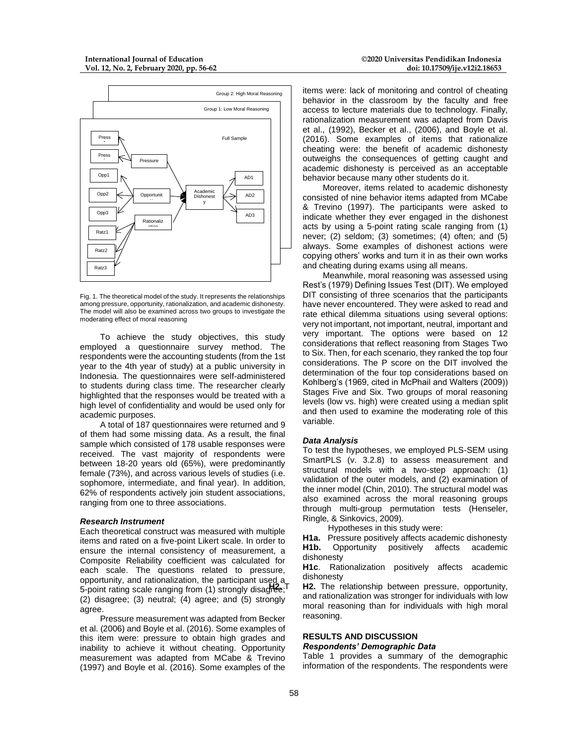Fig. 1. The theoretical model of the study. It represents the relationships among pressure, opportunity, rationalization, and academic dishonesty. The model will also be examined across two groups to investigate the moderating effect of moral reasoning

To achieve the study objectives, this study employed a questionnaire survey method. The respondents were the accounting students (from the 1st year to the 4th year of study) at a public university in Indonesia. The questionnaires were self-administered to students during class time. The researcher clearly highlighted that the responses would be treated with a high level of confidentiality and would be used only for academic purposes.

A total of 187 questionnaires were returned and 9 of them had some missing data. As a result, the final sample which consisted of 178 usable responses were received. The vast majority of respondents were between 18-20 years old (65%), were predominantly female (73%), and across various levels of studies (i.e. sophomore, intermediate, and final year). In addition, 62% of respondents actively join student associations, ranging from one to three associations.

### *Research Instrument*

Each theoretical construct was measured with multiple items and rated on a five-point Likert scale. In order to ensure the internal consistency of measurement, a Composite Reliability coefficient was calculated for each scale. The questions related to pressure, opportunity, and rationalization, the participant used a 5-point rating scale ranging from (1) strongly disagree; (2) disagree; (3) neutral; (4) agree; and (5) strongly agree.

Pressure measurement was adapted from Becker et al. (2006) and Boyle et al. (2016). Some examples of this item were: pressure to obtain high grades and inability to achieve it without cheating. Opportunity measurement was adapted from MCabe & Trevino (1997) and Boyle et al. (2016). Some examples of the items were: lack of monitoring and control of cheating behavior in the classroom by the faculty and free access to lecture materials due to technology. Finally, rationalization measurement was adapted from Davis et al., (1992), Becker et al., (2006), and Boyle et al. (2016). Some examples of items that rationalize cheating were: the benefit of academic dishonesty outweighs the consequences of getting caught and academic dishonesty is perceived as an acceptable behavior because many other students do it.

Moreover, items related to academic dishonesty consisted of nine behavior items adapted from MCabe & Trevino (1997). The participants were asked to indicate whether they ever engaged in the dishonest acts by using a 5-point rating scale ranging from (1) never; (2) seldom; (3) sometimes; (4) often; and (5) always. Some examples of dishonest actions were copying others' works and turn it in as their own works and cheating during exams using all means.

Meanwhile, moral reasoning was assessed using Rest's (1979) Defining Issues Test (DIT). We employed DIT consisting of three scenarios that the participants have never encountered. They were asked to read and rate ethical dilemma situations using several options: very not important, not important, neutral, important and very important. The options were based on 12 considerations that reflect reasoning from Stages Two to Six. Then, for each scenario, they ranked the top four considerations. The P score on the DIT involved the determination of the four top considerations based on Kohlberg's (1969, cited in McPhail and Walters (2009)) Stages Five and Six. Two groups of moral reasoning levels (low vs. high) were created using a median split and then used to examine the moderating role of this variable.

### *Data Analysis*

To test the hypotheses, we employed PLS-SEM using SmartPLS (v. 3.2.8) to assess measurement and structural models with a two-step approach: (1) validation of the outer models, and (2) examination of the inner model (Chin, 2010). The structural model was also examined across the moral reasoning groups through multi-group permutation tests (Henseler, Ringle, & Sinkovics, 2009).

Hypotheses in this study were:

**H1a.** Pressure positively affects academic dishonesty
**H1b.** Opportunity positively affects academic dishonesty
**H1c**. Rationalization positively affects academic dishonesty
**H2.** The relationship between pressure, opportunity, and rationalization was stronger for individuals with low moral reasoning than for individuals with high moral reasoning.

## RESULTS AND DISCUSSION

### *Respondents' Demographic Data*

Table 1 provides a summary of the demographic information of the respondents. The respondents were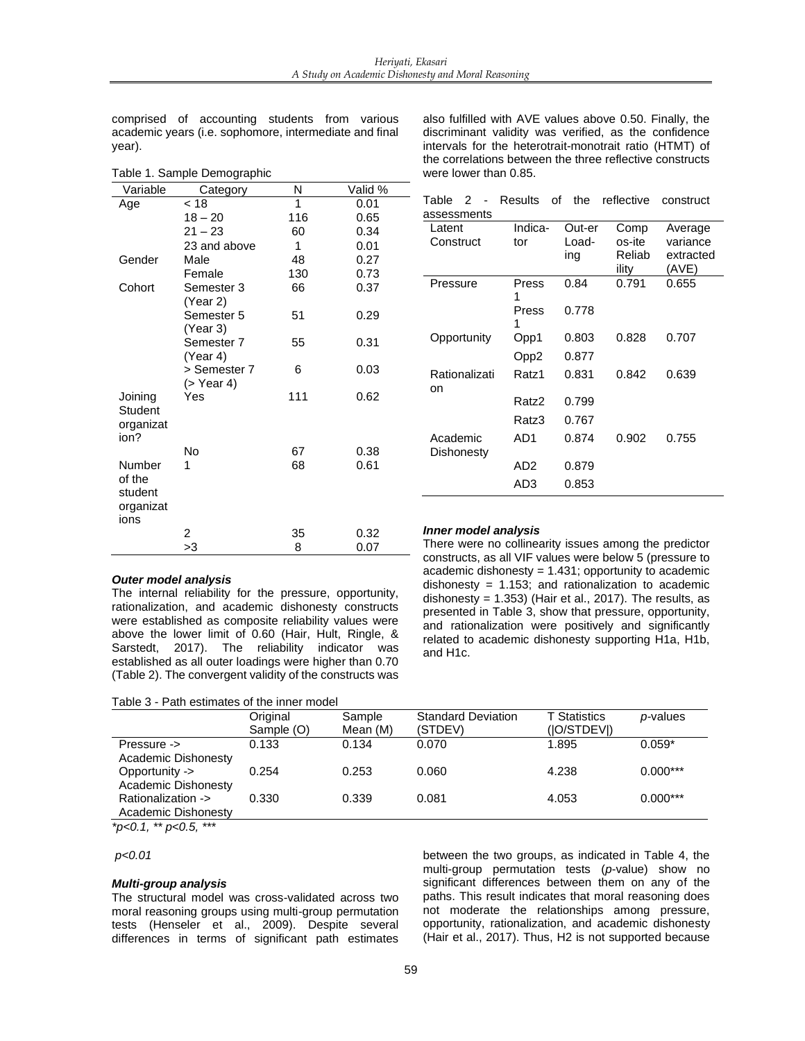comprised of accounting students from various academic years (i.e. sophomore, intermediate and final year).

Table 1. Sample Demographic

| Variable | Category | N | Valid % |
|---|---|---|---|
| Age | < 18 | 1 | 0.01 |
| | 18 – 20 | 116 | 0.65 |
| | 21 – 23 | 60 | 0.34 |
| | 23 and above | 1 | 0.01 |
| Gender | Male | 48 | 0.27 |
| | Female | 130 | 0.73 |
| Cohort | Semester 3 (Year 2) | 66 | 0.37 |
| | Semester 5 (Year 3) | 51 | 0.29 |
| | Semester 7 (Year 4) | 55 | 0.31 |
| | > Semester 7 (> Year 4) | 6 | 0.03 |
| Joining Student organization? | Yes | 111 | 0.62 |
| | No | 67 | 0.38 |
| Number of the student organizations | 1 | 68 | 0.61 |
| | 2 | 35 | 0.32 |
| | >3 | 8 | 0.07 |

### *Outer model analysis*

The internal reliability for the pressure, opportunity, rationalization, and academic dishonesty constructs were established as composite reliability values were above the lower limit of 0.60 (Hair, Hult, Ringle, & Sarstedt, 2017). The reliability indicator was established as all outer loadings were higher than 0.70 (Table 2). The convergent validity of the constructs was also fulfilled with AVE values above 0.50. Finally, the discriminant validity was verified, as the confidence intervals for the heterotrait-monotrait ratio (HTMT) of the correlations between the three reflective constructs were lower than 0.85.

Table 2 - Results of the reflective construct assessments

| Latent Construct | Indicator | Outer Loading | Composite Reliability | Average variance extracted (AVE) |
|---|---|---|---|---|
| Pressure | Press 1 | 0.84 | 0.791 | 0.655 |
| | Press 1 | 0.778 | | |
| Opportunity | Opp1 | 0.803 | 0.828 | 0.707 |
| | Opp2 | 0.877 | | |
| Rationalization | Ratz1 | 0.831 | 0.842 | 0.639 |
| | Ratz2 | 0.799 | | |
| | Ratz3 | 0.767 | | |
| Academic Dishonesty | AD1 | 0.874 | 0.902 | 0.755 |
| | AD2 | 0.879 | | |
| | AD3 | 0.853 | | |

### *Inner model analysis*

There were no collinearity issues among the predictor constructs, as all VIF values were below 5 (pressure to academic dishonesty = 1.431; opportunity to academic dishonesty = 1.153; and rationalization to academic dishonesty = 1.353) (Hair et al., 2017). The results, as presented in Table 3, show that pressure, opportunity, and rationalization were positively and significantly related to academic dishonesty supporting H1a, H1b, and H1c.

Table 3 - Path estimates of the inner model

| | Original Sample (O) | Sample Mean (M) | Standard Deviation (STDEV) | T Statistics (\|O/STDEV\|) | *p*-values |
|---|---|---|---|---|---|
| Pressure -> Academic Dishonesty | 0.133 | 0.134 | 0.070 | 1.895 | 0.059* |
| Opportunity -> Academic Dishonesty | 0.254 | 0.253 | 0.060 | 4.238 | 0.000*** |
| Rationalization -> Academic Dishonesty | 0.330 | 0.339 | 0.081 | 4.053 | 0.000*** |

*\*p<0.1, \*\* p<0.5, \*\*\* p<0.01*

### *Multi-group analysis*

The structural model was cross-validated across two moral reasoning groups using multi-group permutation tests (Henseler et al., 2009). Despite several differences in terms of significant path estimates between the two groups, as indicated in Table 4, the multi-group permutation tests (*p*-value) show no significant differences between them on any of the paths. This result indicates that moral reasoning does not moderate the relationships among pressure, opportunity, rationalization, and academic dishonesty (Hair et al., 2017). Thus, H2 is not supported because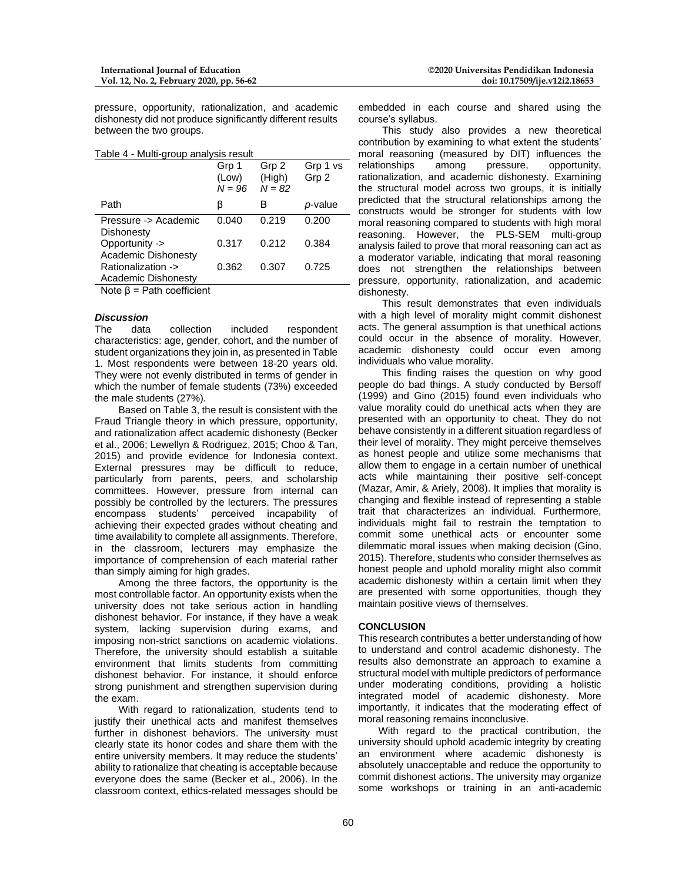pressure, opportunity, rationalization, and academic dishonesty did not produce significantly different results between the two groups.

Table 4 - Multi-group analysis result

| | Grp 1 (Low) $N = 96$ | Grp 2 (High) $N = 82$ | Grp 1 vs Grp 2 |
|---|---|---|---|
| Path | β | Β | *p*-value |
| Pressure -> Academic Dishonesty | 0.040 | 0.219 | 0.200 |
| Opportunity -> Academic Dishonesty | 0.317 | 0.212 | 0.384 |
| Rationalization -> Academic Dishonesty | 0.362 | 0.307 | 0.725 |

Note β = Path coefficient

### *Discussion*

The data collection included respondent characteristics: age, gender, cohort, and the number of student organizations they join in, as presented in Table 1. Most respondents were between 18-20 years old. They were not evenly distributed in terms of gender in which the number of female students (73%) exceeded the male students (27%).

Based on Table 3, the result is consistent with the Fraud Triangle theory in which pressure, opportunity, and rationalization affect academic dishonesty (Becker et al., 2006; Lewellyn & Rodriguez, 2015; Choo & Tan, 2015) and provide evidence for Indonesia context. External pressures may be difficult to reduce, particularly from parents, peers, and scholarship committees. However, pressure from internal can possibly be controlled by the lecturers. The pressures encompass students' perceived incapability of achieving their expected grades without cheating and time availability to complete all assignments. Therefore, in the classroom, lecturers may emphasize the importance of comprehension of each material rather than simply aiming for high grades.

Among the three factors, the opportunity is the most controllable factor. An opportunity exists when the university does not take serious action in handling dishonest behavior. For instance, if they have a weak system, lacking supervision during exams, and imposing non-strict sanctions on academic violations. Therefore, the university should establish a suitable environment that limits students from committing dishonest behavior. For instance, it should enforce strong punishment and strengthen supervision during the exam.

With regard to rationalization, students tend to justify their unethical acts and manifest themselves further in dishonest behaviors. The university must clearly state its honor codes and share them with the entire university members. It may reduce the students' ability to rationalize that cheating is acceptable because everyone does the same (Becker et al., 2006). In the classroom context, ethics-related messages should be embedded in each course and shared using the course's syllabus.

This study also provides a new theoretical contribution by examining to what extent the students' moral reasoning (measured by DIT) influences the relationships among pressure, opportunity, rationalization, and academic dishonesty. Examining the structural model across two groups, it is initially predicted that the structural relationships among the constructs would be stronger for students with low moral reasoning compared to students with high moral reasoning. However, the PLS-SEM multi-group analysis failed to prove that moral reasoning can act as a moderator variable, indicating that moral reasoning does not strengthen the relationships between pressure, opportunity, rationalization, and academic dishonesty.

This result demonstrates that even individuals with a high level of morality might commit dishonest acts. The general assumption is that unethical actions could occur in the absence of morality. However, academic dishonesty could occur even among individuals who value morality.

This finding raises the question on why good people do bad things. A study conducted by Bersoff (1999) and Gino (2015) found even individuals who value morality could do unethical acts when they are presented with an opportunity to cheat. They do not behave consistently in a different situation regardless of their level of morality. They might perceive themselves as honest people and utilize some mechanisms that allow them to engage in a certain number of unethical acts while maintaining their positive self-concept (Mazar, Amir, & Ariely, 2008). It implies that morality is changing and flexible instead of representing a stable trait that characterizes an individual. Furthermore, individuals might fail to restrain the temptation to commit some unethical acts or encounter some dilemmatic moral issues when making decision (Gino, 2015). Therefore, students who consider themselves as honest people and uphold morality might also commit academic dishonesty within a certain limit when they are presented with some opportunities, though they maintain positive views of themselves.

## CONCLUSION

This research contributes a better understanding of how to understand and control academic dishonesty. The results also demonstrate an approach to examine a structural model with multiple predictors of performance under moderating conditions, providing a holistic integrated model of academic dishonesty. More importantly, it indicates that the moderating effect of moral reasoning remains inconclusive.

With regard to the practical contribution, the university should uphold academic integrity by creating an environment where academic dishonesty is absolutely unacceptable and reduce the opportunity to commit dishonest actions. The university may organize some workshops or training in an anti-academic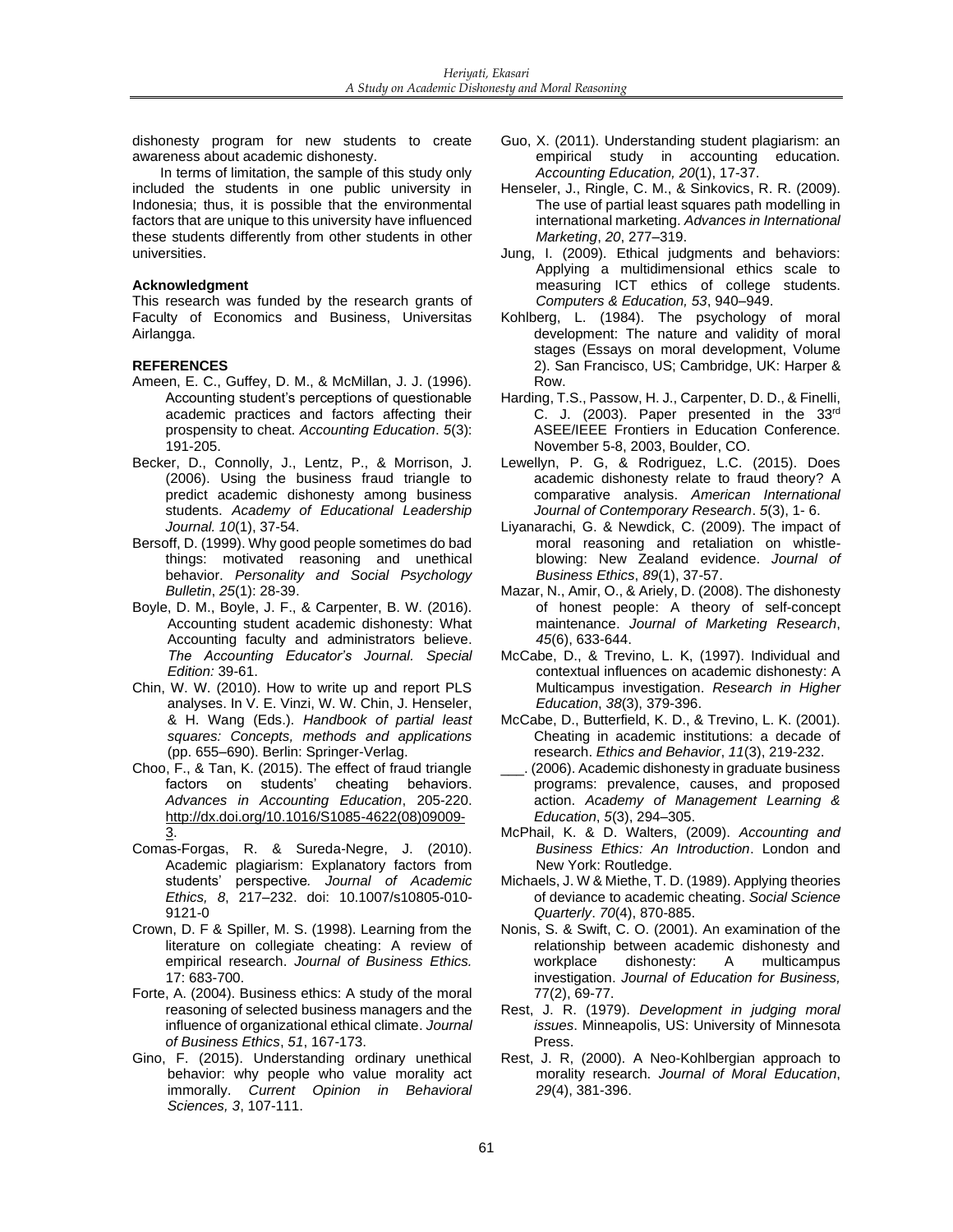dishonesty program for new students to create awareness about academic dishonesty.

In terms of limitation, the sample of this study only included the students in one public university in Indonesia; thus, it is possible that the environmental factors that are unique to this university have influenced these students differently from other students in other universities.

**Acknowledgment**

This research was funded by the research grants of Faculty of Economics and Business, Universitas Airlangga.

**REFERENCES**

Ameen, E. C., Guffey, D. M., & McMillan, J. J. (1996). Accounting student's perceptions of questionable academic practices and factors affecting their prospensity to cheat. *Accounting Education*. *5*(3): 191-205.

Becker, D., Connolly, J., Lentz, P., & Morrison, J. (2006). Using the business fraud triangle to predict academic dishonesty among business students. *Academy of Educational Leadership Journal. 10*(1), 37-54.

Bersoff, D. (1999). Why good people sometimes do bad things: motivated reasoning and unethical behavior. *Personality and Social Psychology Bulletin*, *25*(1): 28-39.

Boyle, D. M., Boyle, J. F., & Carpenter, B. W. (2016). Accounting student academic dishonesty: What Accounting faculty and administrators believe. *The Accounting Educator's Journal. Special Edition:* 39-61.

Chin, W. W. (2010). How to write up and report PLS analyses. In V. E. Vinzi, W. W. Chin, J. Henseler, & H. Wang (Eds.). *Handbook of partial least squares: Concepts, methods and applications* (pp. 655–690). Berlin: Springer-Verlag.

Choo, F., & Tan, K. (2015). The effect of fraud triangle factors on students' cheating behaviors. *Advances in Accounting Education*, 205-220. http://dx.doi.org/10.1016/S1085-4622(08)09009-3.

Comas-Forgas, R. & Sureda-Negre, J. (2010). Academic plagiarism: Explanatory factors from students' perspective. *Journal of Academic Ethics, 8*, 217–232. doi: 10.1007/s10805-010-9121-0

Crown, D. F & Spiller, M. S. (1998). Learning from the literature on collegiate cheating: A review of empirical research. *Journal of Business Ethics.* 17: 683-700.

Forte, A. (2004). Business ethics: A study of the moral reasoning of selected business managers and the influence of organizational ethical climate. *Journal of Business Ethics*, *51*, 167-173.

Gino, F. (2015). Understanding ordinary unethical behavior: why people who value morality act immorally. *Current Opinion in Behavioral Sciences, 3*, 107-111.

Guo, X. (2011). Understanding student plagiarism: an empirical study in accounting education. *Accounting Education, 20*(1), 17-37.

Henseler, J., Ringle, C. M., & Sinkovics, R. R. (2009). The use of partial least squares path modelling in international marketing. *Advances in International Marketing*, *20*, 277–319.

Jung, I. (2009). Ethical judgments and behaviors: Applying a multidimensional ethics scale to measuring ICT ethics of college students. *Computers & Education, 53*, 940–949.

Kohlberg, L. (1984). The psychology of moral development: The nature and validity of moral stages (Essays on moral development, Volume 2). San Francisco, US; Cambridge, UK: Harper & Row.

Harding, T.S., Passow, H. J., Carpenter, D. D., & Finelli, C. J. (2003). Paper presented in the 33rd ASEE/IEEE Frontiers in Education Conference. November 5-8, 2003, Boulder, CO.

Lewellyn, P. G, & Rodriguez, L.C. (2015). Does academic dishonesty relate to fraud theory? A comparative analysis. *American International Journal of Contemporary Research*. *5*(3), 1- 6.

Liyanarachi, G. & Newdick, C. (2009). The impact of moral reasoning and retaliation on whistle-blowing: New Zealand evidence. *Journal of Business Ethics*, *89*(1), 37-57.

Mazar, N., Amir, O., & Ariely, D. (2008). The dishonesty of honest people: A theory of self-concept maintenance. *Journal of Marketing Research*, *45*(6), 633-644.

McCabe, D., & Trevino, L. K, (1997). Individual and contextual influences on academic dishonesty: A Multicampus investigation. *Research in Higher Education*, *38*(3), 379-396.

McCabe, D., Butterfield, K. D., & Trevino, L. K. (2001). Cheating in academic institutions: a decade of research. *Ethics and Behavior*, *11*(3), 219-232.

\_\_\_. (2006). Academic dishonesty in graduate business programs: prevalence, causes, and proposed action. *Academy of Management Learning & Education*, *5*(3), 294–305.

McPhail, K. & D. Walters, (2009). *Accounting and Business Ethics: An Introduction*. London and New York: Routledge.

Michaels, J. W & Miethe, T. D. (1989). Applying theories of deviance to academic cheating. *Social Science Quarterly*. *70*(4), 870-885.

Nonis, S. & Swift, C. O. (2001). An examination of the relationship between academic dishonesty and workplace dishonesty: A multicampus investigation. *Journal of Education for Business,* 77(2), 69-77.

Rest, J. R. (1979). *Development in judging moral issues*. Minneapolis, US: University of Minnesota Press.

Rest, J. R, (2000). A Neo-Kohlbergian approach to morality research. *Journal of Moral Education*, *29*(4), 381-396.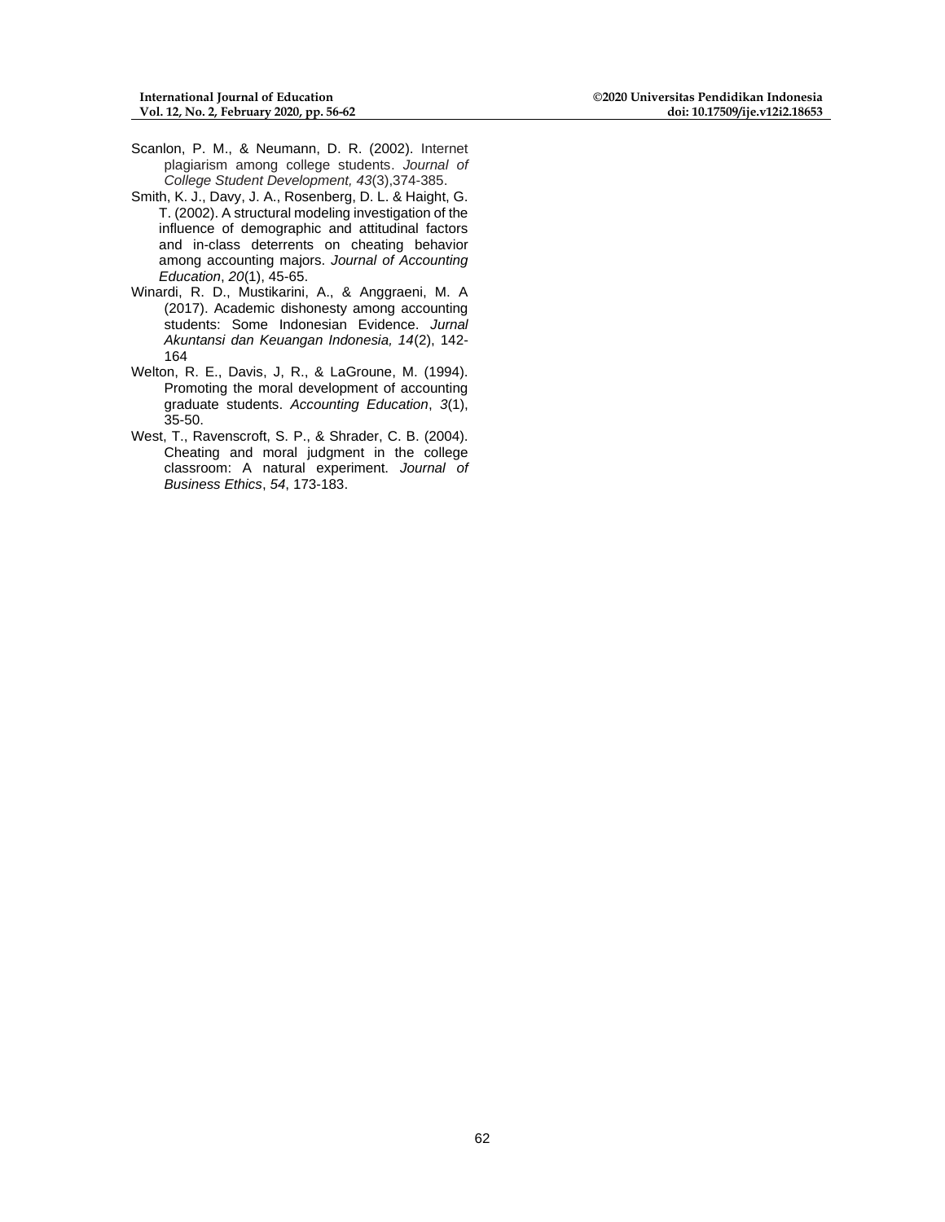Scanlon, P. M., & Neumann, D. R. (2002). Internet plagiarism among college students. *Journal of College Student Development, 43*(3),374-385.

Smith, K. J., Davy, J. A., Rosenberg, D. L. & Haight, G. T. (2002). A structural modeling investigation of the influence of demographic and attitudinal factors and in-class deterrents on cheating behavior among accounting majors. *Journal of Accounting Education*, *20*(1), 45-65.

Winardi, R. D., Mustikarini, A., & Anggraeni, M. A (2017). Academic dishonesty among accounting students: Some Indonesian Evidence. *Jurnal Akuntansi dan Keuangan Indonesia, 14*(2), 142-164

Welton, R. E., Davis, J, R., & LaGroune, M. (1994). Promoting the moral development of accounting graduate students. *Accounting Education*, *3*(1), 35-50.

West, T., Ravenscroft, S. P., & Shrader, C. B. (2004). Cheating and moral judgment in the college classroom: A natural experiment. *Journal of Business Ethics*, *54*, 173-183.